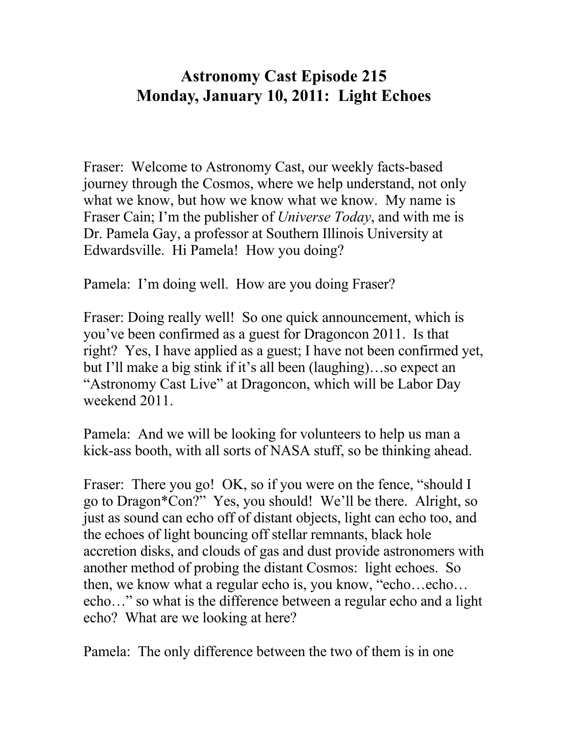# Astronomy Cast Episode 215
## Monday, January 10, 2011: Light Echoes

Fraser: Welcome to Astronomy Cast, our weekly facts-based journey through the Cosmos, where we help understand, not only what we know, but how we know what we know. My name is Fraser Cain; I'm the publisher of *Universe Today*, and with me is Dr. Pamela Gay, a professor at Southern Illinois University at Edwardsville. Hi Pamela! How you doing?

Pamela: I'm doing well. How are you doing Fraser?

Fraser: Doing really well! So one quick announcement, which is you've been confirmed as a guest for Dragoncon 2011. Is that right? Yes, I have applied as a guest; I have not been confirmed yet, but I'll make a big stink if it's all been (laughing)…so expect an "Astronomy Cast Live" at Dragoncon, which will be Labor Day weekend 2011.

Pamela: And we will be looking for volunteers to help us man a kick-ass booth, with all sorts of NASA stuff, so be thinking ahead.

Fraser: There you go! OK, so if you were on the fence, "should I go to Dragon*Con?" Yes, you should! We'll be there. Alright, so just as sound can echo off of distant objects, light can echo too, and the echoes of light bouncing off stellar remnants, black hole accretion disks, and clouds of gas and dust provide astronomers with another method of probing the distant Cosmos: light echoes. So then, we know what a regular echo is, you know, "echo…echo… echo…" so what is the difference between a regular echo and a light echo? What are we looking at here?

Pamela: The only difference between the two of them is in one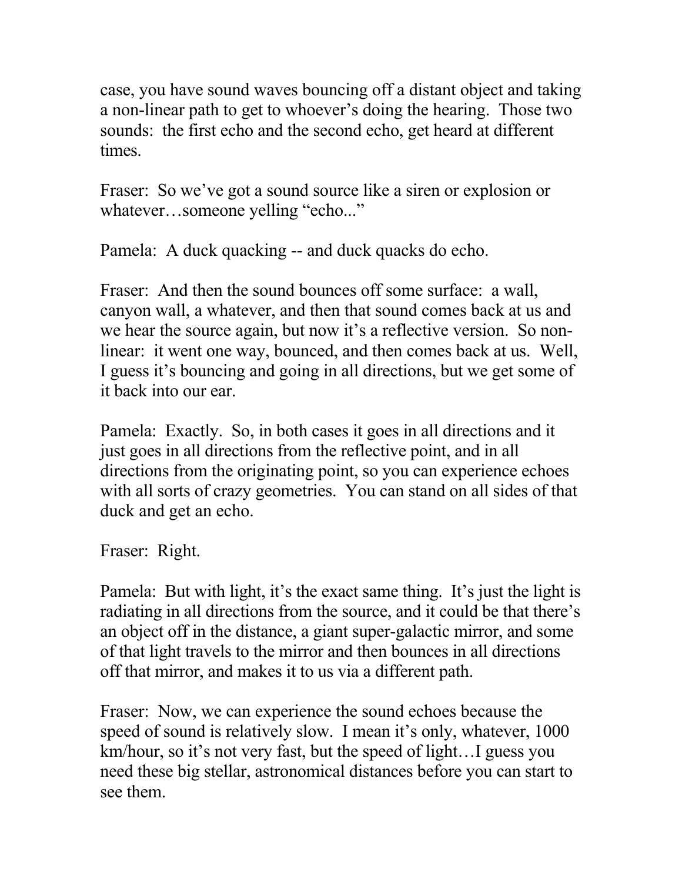case, you have sound waves bouncing off a distant object and taking a non-linear path to get to whoever's doing the hearing. Those two sounds: the first echo and the second echo, get heard at different times.

Fraser: So we've got a sound source like a siren or explosion or whatever…someone yelling "echo..."

Pamela: A duck quacking -- and duck quacks do echo.

Fraser: And then the sound bounces off some surface: a wall, canyon wall, a whatever, and then that sound comes back at us and we hear the source again, but now it's a reflective version. So non-linear: it went one way, bounced, and then comes back at us. Well, I guess it's bouncing and going in all directions, but we get some of it back into our ear.

Pamela: Exactly. So, in both cases it goes in all directions and it just goes in all directions from the reflective point, and in all directions from the originating point, so you can experience echoes with all sorts of crazy geometries. You can stand on all sides of that duck and get an echo.

Fraser: Right.

Pamela: But with light, it's the exact same thing. It's just the light is radiating in all directions from the source, and it could be that there's an object off in the distance, a giant super-galactic mirror, and some of that light travels to the mirror and then bounces in all directions off that mirror, and makes it to us via a different path.

Fraser: Now, we can experience the sound echoes because the speed of sound is relatively slow. I mean it's only, whatever, 1000 km/hour, so it's not very fast, but the speed of light…I guess you need these big stellar, astronomical distances before you can start to see them.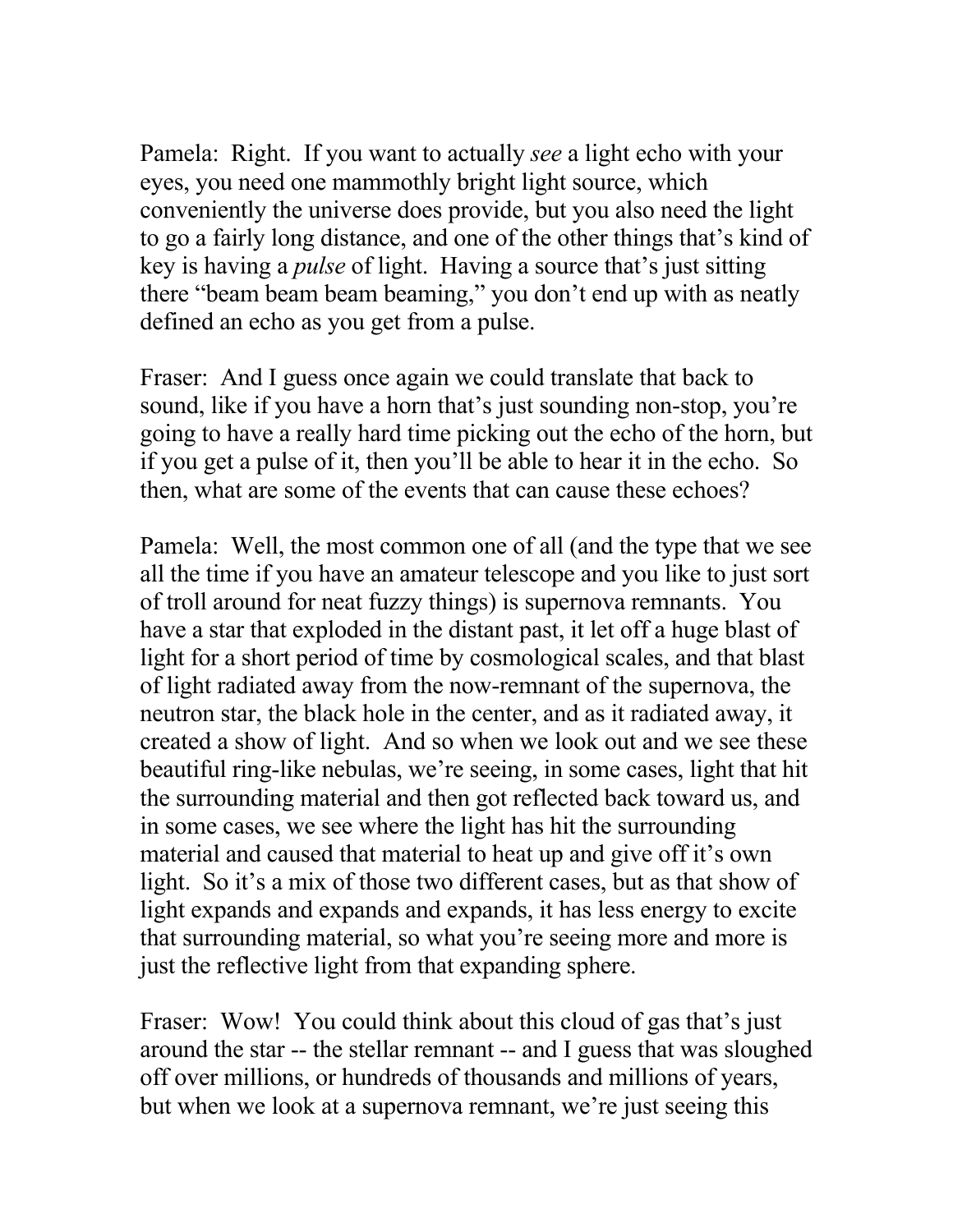Pamela: Right. If you want to actually *see* a light echo with your eyes, you need one mammothly bright light source, which conveniently the universe does provide, but you also need the light to go a fairly long distance, and one of the other things that's kind of key is having a *pulse* of light. Having a source that's just sitting there "beam beam beam beaming," you don't end up with as neatly defined an echo as you get from a pulse.

Fraser: And I guess once again we could translate that back to sound, like if you have a horn that's just sounding non-stop, you're going to have a really hard time picking out the echo of the horn, but if you get a pulse of it, then you'll be able to hear it in the echo. So then, what are some of the events that can cause these echoes?

Pamela: Well, the most common one of all (and the type that we see all the time if you have an amateur telescope and you like to just sort of troll around for neat fuzzy things) is supernova remnants. You have a star that exploded in the distant past, it let off a huge blast of light for a short period of time by cosmological scales, and that blast of light radiated away from the now-remnant of the supernova, the neutron star, the black hole in the center, and as it radiated away, it created a show of light. And so when we look out and we see these beautiful ring-like nebulas, we're seeing, in some cases, light that hit the surrounding material and then got reflected back toward us, and in some cases, we see where the light has hit the surrounding material and caused that material to heat up and give off it's own light. So it's a mix of those two different cases, but as that show of light expands and expands and expands, it has less energy to excite that surrounding material, so what you're seeing more and more is just the reflective light from that expanding sphere.

Fraser: Wow! You could think about this cloud of gas that's just around the star -- the stellar remnant -- and I guess that was sloughed off over millions, or hundreds of thousands and millions of years, but when we look at a supernova remnant, we're just seeing this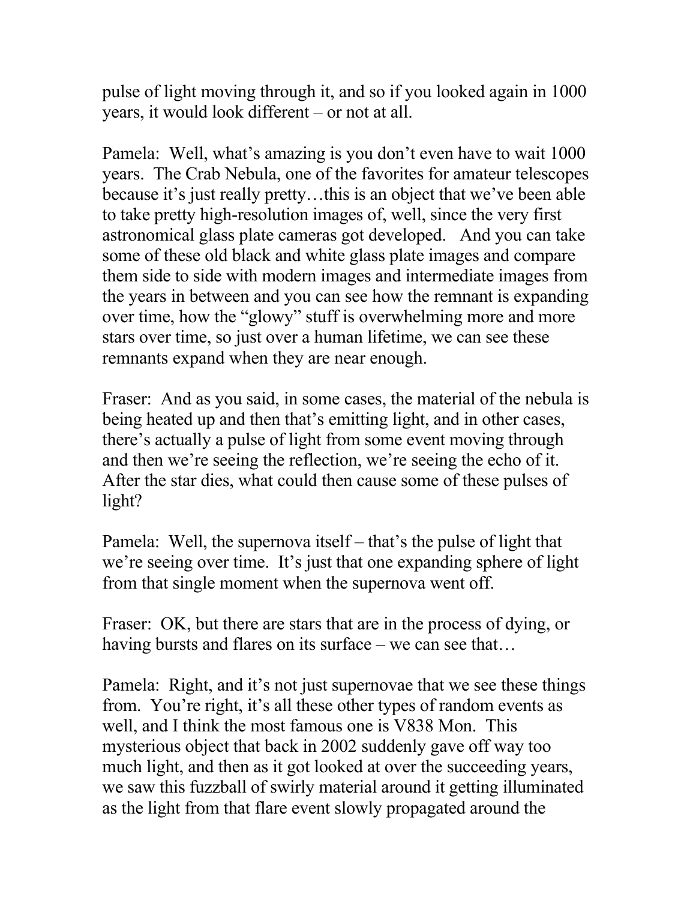pulse of light moving through it, and so if you looked again in 1000 years, it would look different – or not at all.

Pamela: Well, what's amazing is you don't even have to wait 1000 years. The Crab Nebula, one of the favorites for amateur telescopes because it's just really pretty…this is an object that we've been able to take pretty high-resolution images of, well, since the very first astronomical glass plate cameras got developed. And you can take some of these old black and white glass plate images and compare them side to side with modern images and intermediate images from the years in between and you can see how the remnant is expanding over time, how the "glowy" stuff is overwhelming more and more stars over time, so just over a human lifetime, we can see these remnants expand when they are near enough.

Fraser: And as you said, in some cases, the material of the nebula is being heated up and then that's emitting light, and in other cases, there's actually a pulse of light from some event moving through and then we're seeing the reflection, we're seeing the echo of it. After the star dies, what could then cause some of these pulses of light?

Pamela: Well, the supernova itself – that's the pulse of light that we're seeing over time. It's just that one expanding sphere of light from that single moment when the supernova went off.

Fraser: OK, but there are stars that are in the process of dying, or having bursts and flares on its surface – we can see that…

Pamela: Right, and it's not just supernovae that we see these things from. You're right, it's all these other types of random events as well, and I think the most famous one is V838 Mon. This mysterious object that back in 2002 suddenly gave off way too much light, and then as it got looked at over the succeeding years, we saw this fuzzball of swirly material around it getting illuminated as the light from that flare event slowly propagated around the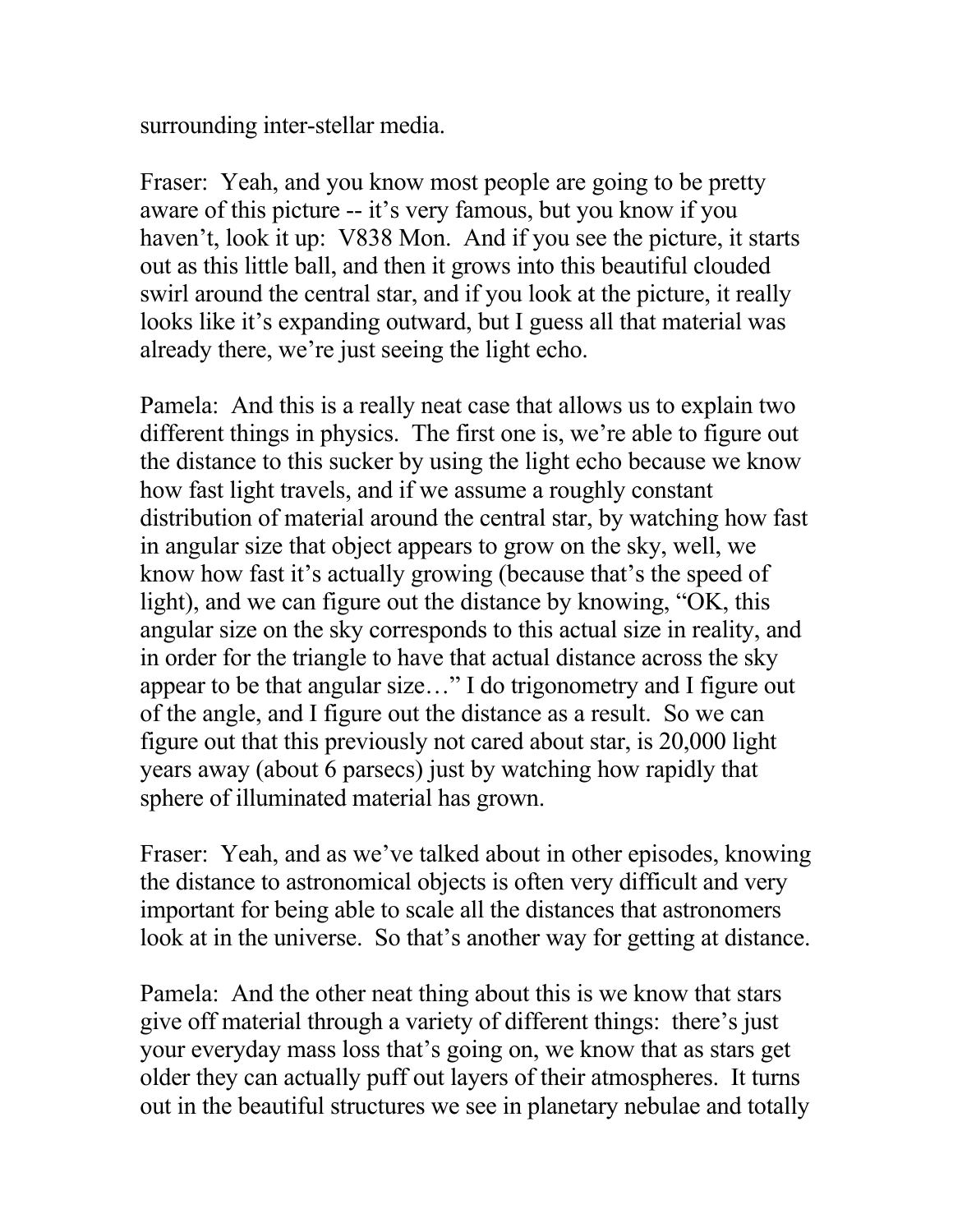surrounding inter-stellar media.

Fraser: Yeah, and you know most people are going to be pretty aware of this picture -- it's very famous, but you know if you haven't, look it up: V838 Mon. And if you see the picture, it starts out as this little ball, and then it grows into this beautiful clouded swirl around the central star, and if you look at the picture, it really looks like it's expanding outward, but I guess all that material was already there, we're just seeing the light echo.

Pamela: And this is a really neat case that allows us to explain two different things in physics. The first one is, we're able to figure out the distance to this sucker by using the light echo because we know how fast light travels, and if we assume a roughly constant distribution of material around the central star, by watching how fast in angular size that object appears to grow on the sky, well, we know how fast it's actually growing (because that's the speed of light), and we can figure out the distance by knowing, "OK, this angular size on the sky corresponds to this actual size in reality, and in order for the triangle to have that actual distance across the sky appear to be that angular size…" I do trigonometry and I figure out of the angle, and I figure out the distance as a result. So we can figure out that this previously not cared about star, is 20,000 light years away (about 6 parsecs) just by watching how rapidly that sphere of illuminated material has grown.

Fraser: Yeah, and as we've talked about in other episodes, knowing the distance to astronomical objects is often very difficult and very important for being able to scale all the distances that astronomers look at in the universe. So that's another way for getting at distance.

Pamela: And the other neat thing about this is we know that stars give off material through a variety of different things: there's just your everyday mass loss that's going on, we know that as stars get older they can actually puff out layers of their atmospheres. It turns out in the beautiful structures we see in planetary nebulae and totally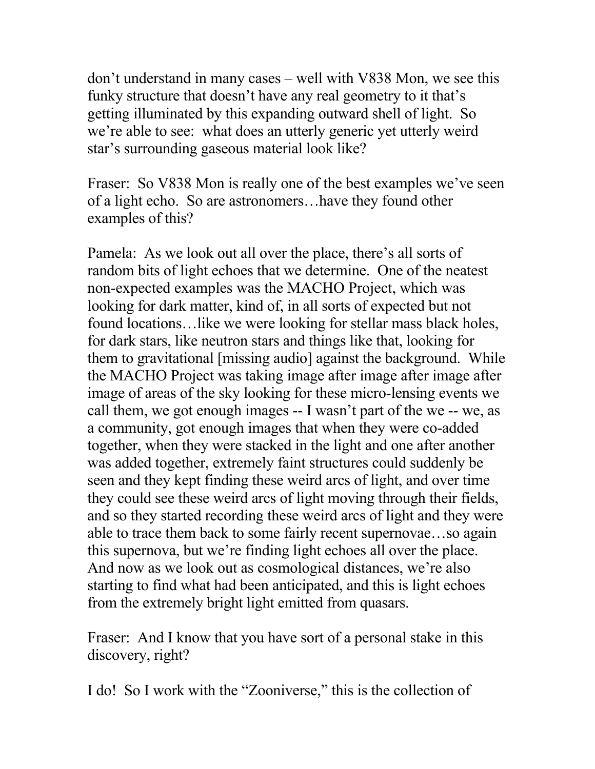don't understand in many cases – well with V838 Mon, we see this funky structure that doesn't have any real geometry to it that's getting illuminated by this expanding outward shell of light. So we're able to see: what does an utterly generic yet utterly weird star's surrounding gaseous material look like?

Fraser: So V838 Mon is really one of the best examples we've seen of a light echo. So are astronomers…have they found other examples of this?

Pamela: As we look out all over the place, there's all sorts of random bits of light echoes that we determine. One of the neatest non-expected examples was the MACHO Project, which was looking for dark matter, kind of, in all sorts of expected but not found locations…like we were looking for stellar mass black holes, for dark stars, like neutron stars and things like that, looking for them to gravitational [missing audio] against the background. While the MACHO Project was taking image after image after image after image of areas of the sky looking for these micro-lensing events we call them, we got enough images -- I wasn't part of the we -- we, as a community, got enough images that when they were co-added together, when they were stacked in the light and one after another was added together, extremely faint structures could suddenly be seen and they kept finding these weird arcs of light, and over time they could see these weird arcs of light moving through their fields, and so they started recording these weird arcs of light and they were able to trace them back to some fairly recent supernovae…so again this supernova, but we're finding light echoes all over the place. And now as we look out as cosmological distances, we're also starting to find what had been anticipated, and this is light echoes from the extremely bright light emitted from quasars.

Fraser: And I know that you have sort of a personal stake in this discovery, right?

I do! So I work with the "Zooniverse," this is the collection of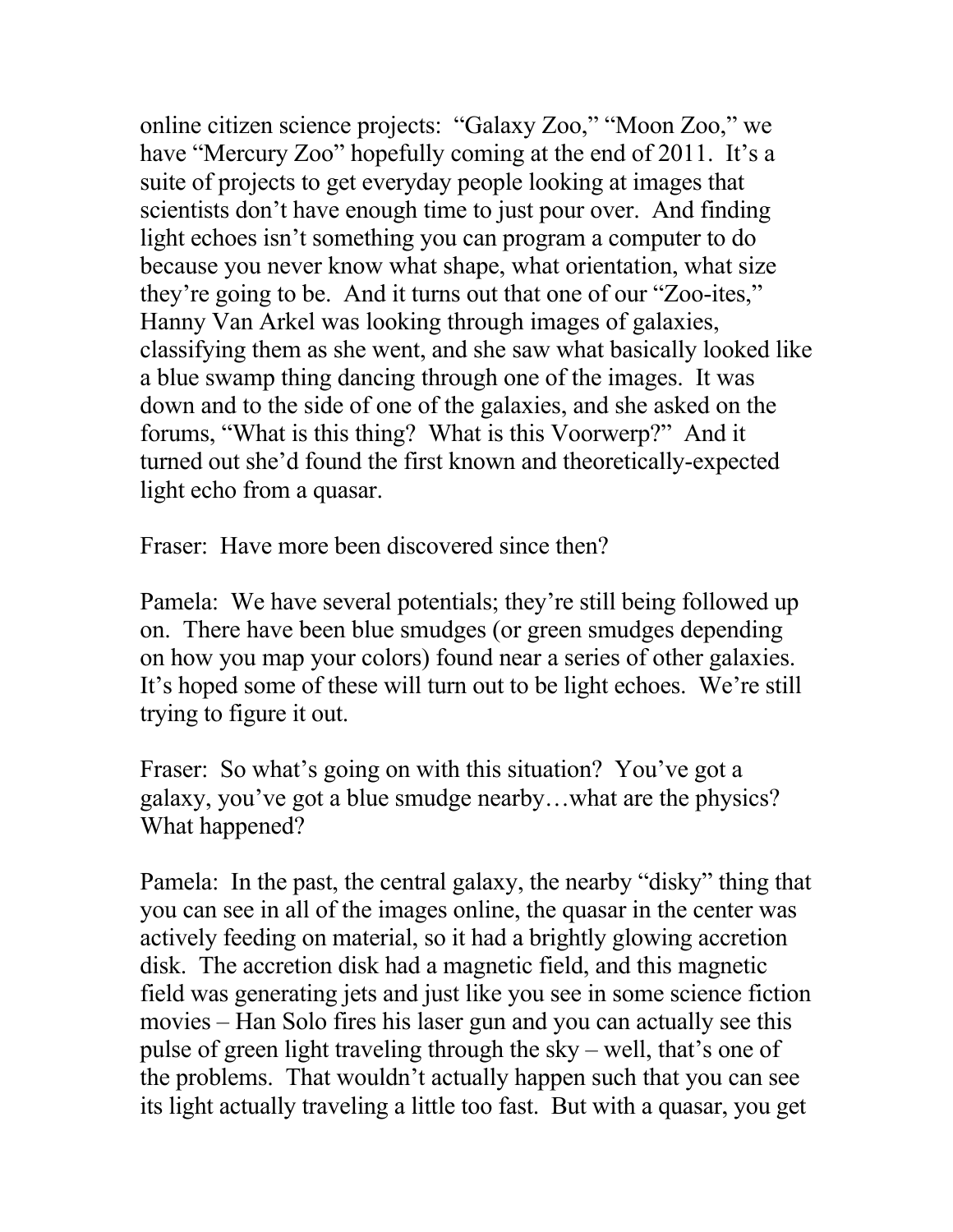online citizen science projects: "Galaxy Zoo," "Moon Zoo," we have "Mercury Zoo" hopefully coming at the end of 2011. It's a suite of projects to get everyday people looking at images that scientists don't have enough time to just pour over. And finding light echoes isn't something you can program a computer to do because you never know what shape, what orientation, what size they're going to be. And it turns out that one of our "Zoo-ites," Hanny Van Arkel was looking through images of galaxies, classifying them as she went, and she saw what basically looked like a blue swamp thing dancing through one of the images. It was down and to the side of one of the galaxies, and she asked on the forums, "What is this thing? What is this Voorwerp?" And it turned out she'd found the first known and theoretically-expected light echo from a quasar.

Fraser: Have more been discovered since then?

Pamela: We have several potentials; they're still being followed up on. There have been blue smudges (or green smudges depending on how you map your colors) found near a series of other galaxies. It's hoped some of these will turn out to be light echoes. We're still trying to figure it out.

Fraser: So what's going on with this situation? You've got a galaxy, you've got a blue smudge nearby…what are the physics? What happened?

Pamela: In the past, the central galaxy, the nearby "disky" thing that you can see in all of the images online, the quasar in the center was actively feeding on material, so it had a brightly glowing accretion disk. The accretion disk had a magnetic field, and this magnetic field was generating jets and just like you see in some science fiction movies – Han Solo fires his laser gun and you can actually see this pulse of green light traveling through the sky – well, that's one of the problems. That wouldn't actually happen such that you can see its light actually traveling a little too fast. But with a quasar, you get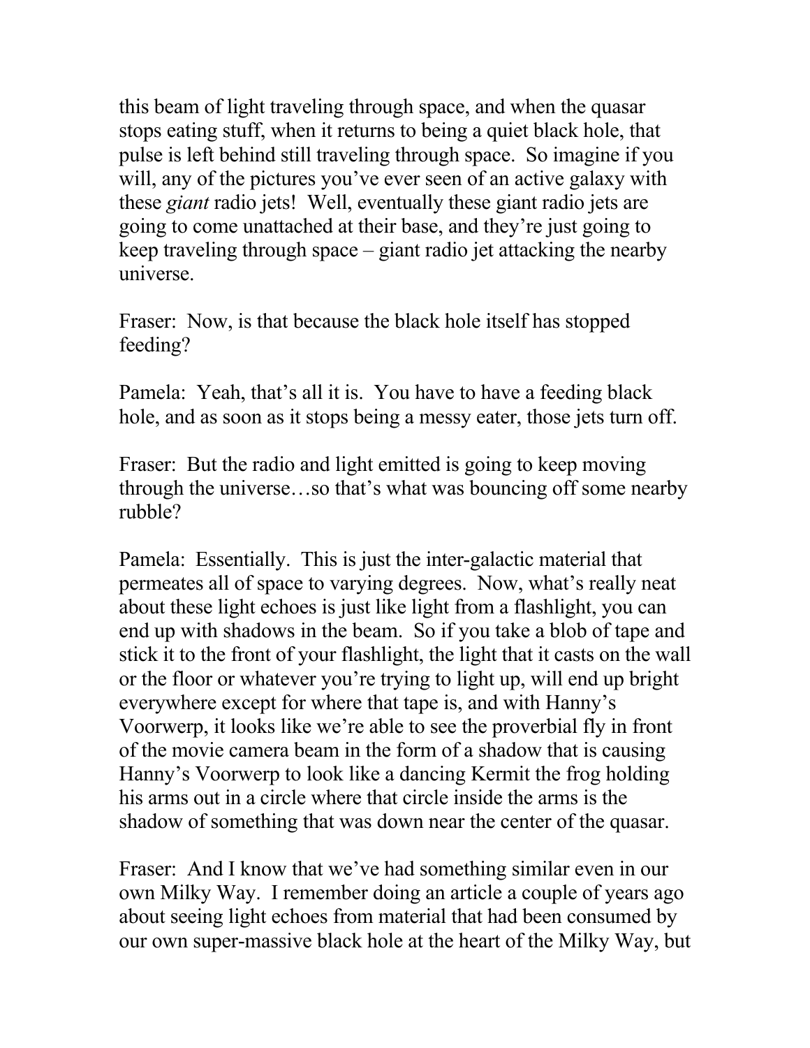this beam of light traveling through space, and when the quasar stops eating stuff, when it returns to being a quiet black hole, that pulse is left behind still traveling through space. So imagine if you will, any of the pictures you've ever seen of an active galaxy with these *giant* radio jets! Well, eventually these giant radio jets are going to come unattached at their base, and they're just going to keep traveling through space – giant radio jet attacking the nearby universe.

Fraser: Now, is that because the black hole itself has stopped feeding?

Pamela: Yeah, that's all it is. You have to have a feeding black hole, and as soon as it stops being a messy eater, those jets turn off.

Fraser: But the radio and light emitted is going to keep moving through the universe…so that's what was bouncing off some nearby rubble?

Pamela: Essentially. This is just the inter-galactic material that permeates all of space to varying degrees. Now, what's really neat about these light echoes is just like light from a flashlight, you can end up with shadows in the beam. So if you take a blob of tape and stick it to the front of your flashlight, the light that it casts on the wall or the floor or whatever you're trying to light up, will end up bright everywhere except for where that tape is, and with Hanny's Voorwerp, it looks like we're able to see the proverbial fly in front of the movie camera beam in the form of a shadow that is causing Hanny's Voorwerp to look like a dancing Kermit the frog holding his arms out in a circle where that circle inside the arms is the shadow of something that was down near the center of the quasar.

Fraser: And I know that we've had something similar even in our own Milky Way. I remember doing an article a couple of years ago about seeing light echoes from material that had been consumed by our own super-massive black hole at the heart of the Milky Way, but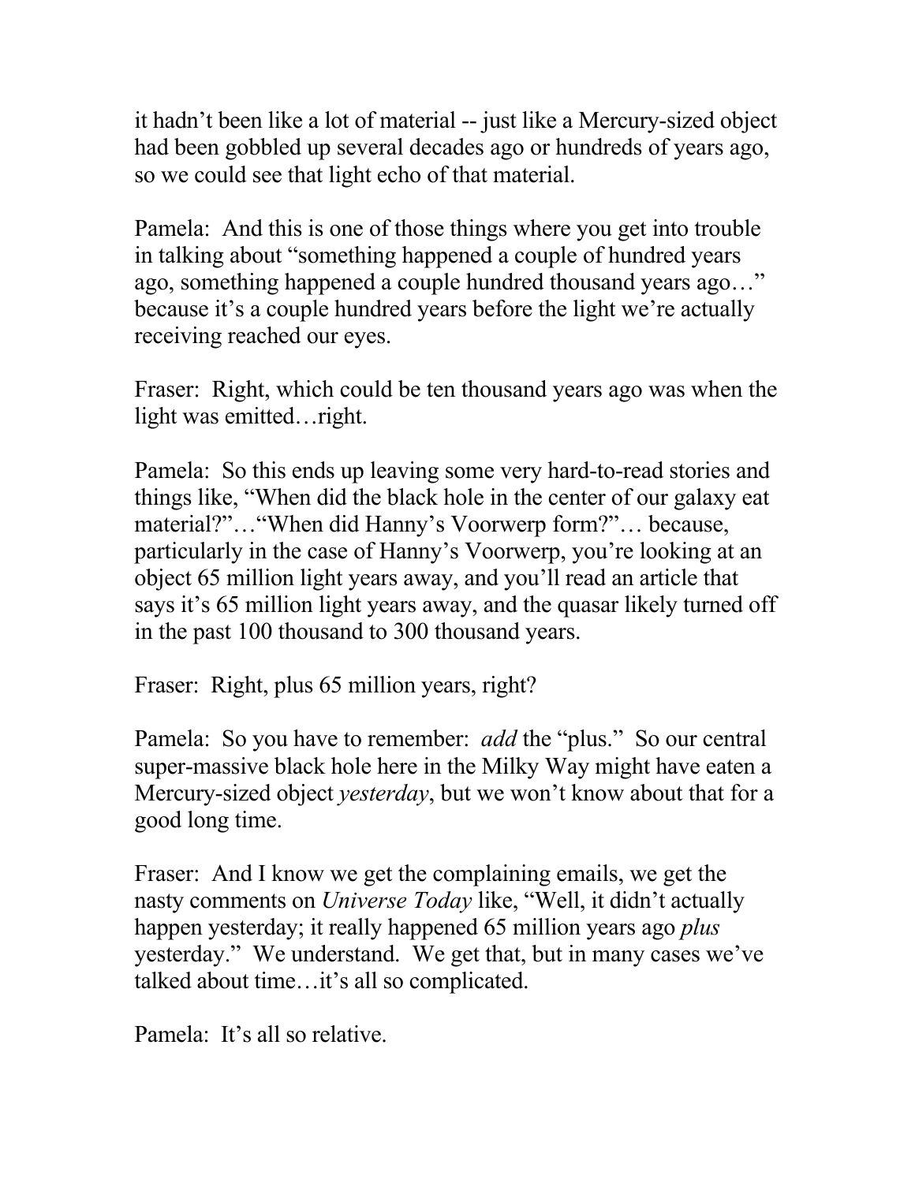it hadn't been like a lot of material -- just like a Mercury-sized object had been gobbled up several decades ago or hundreds of years ago, so we could see that light echo of that material.

Pamela: And this is one of those things where you get into trouble in talking about "something happened a couple of hundred years ago, something happened a couple hundred thousand years ago…" because it's a couple hundred years before the light we're actually receiving reached our eyes.

Fraser: Right, which could be ten thousand years ago was when the light was emitted…right.

Pamela: So this ends up leaving some very hard-to-read stories and things like, "When did the black hole in the center of our galaxy eat material?"…"When did Hanny's Voorwerp form?"… because, particularly in the case of Hanny's Voorwerp, you're looking at an object 65 million light years away, and you'll read an article that says it's 65 million light years away, and the quasar likely turned off in the past 100 thousand to 300 thousand years.

Fraser: Right, plus 65 million years, right?

Pamela: So you have to remember: *add* the "plus." So our central super-massive black hole here in the Milky Way might have eaten a Mercury-sized object *yesterday*, but we won't know about that for a good long time.

Fraser: And I know we get the complaining emails, we get the nasty comments on *Universe Today* like, "Well, it didn't actually happen yesterday; it really happened 65 million years ago *plus* yesterday." We understand. We get that, but in many cases we've talked about time…it's all so complicated.

Pamela: It's all so relative.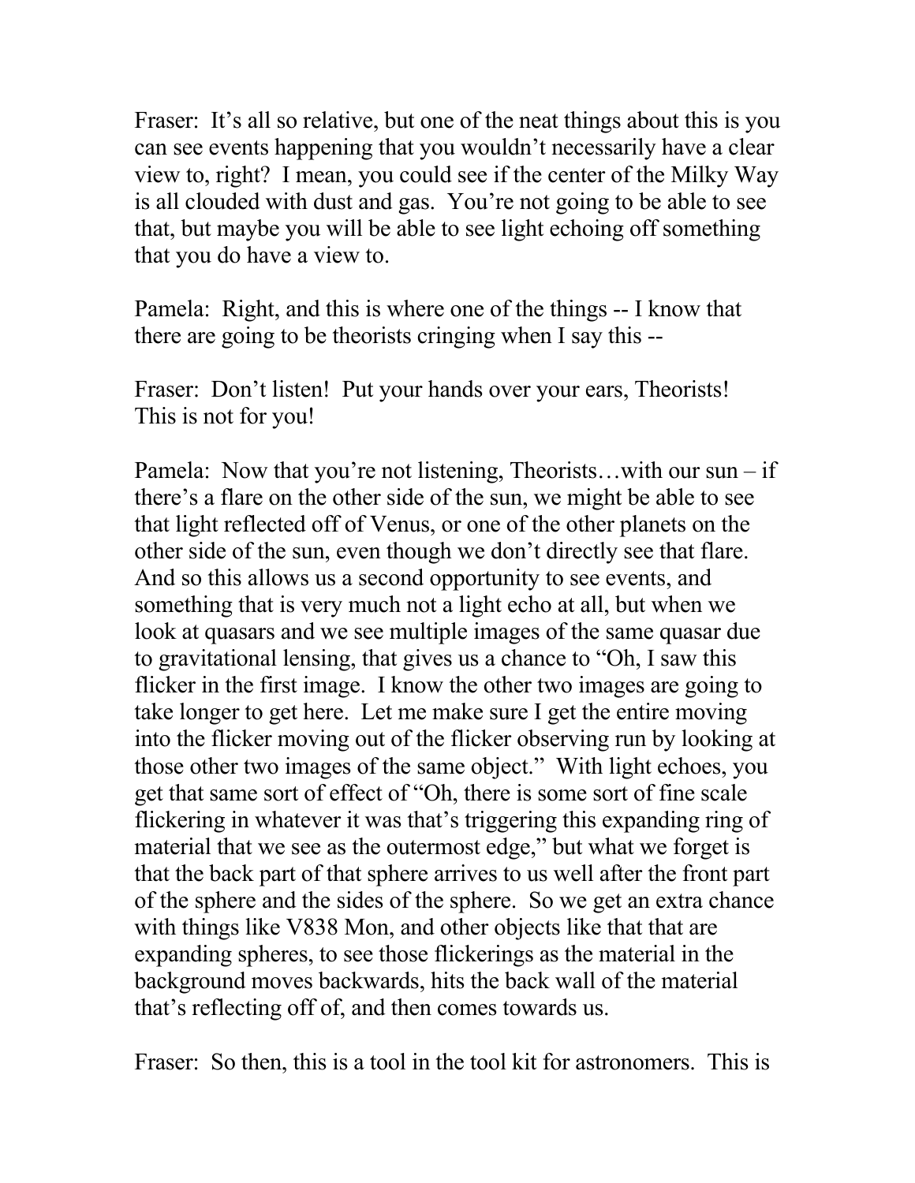Fraser: It's all so relative, but one of the neat things about this is you can see events happening that you wouldn't necessarily have a clear view to, right? I mean, you could see if the center of the Milky Way is all clouded with dust and gas. You're not going to be able to see that, but maybe you will be able to see light echoing off something that you do have a view to.

Pamela: Right, and this is where one of the things -- I know that there are going to be theorists cringing when I say this --

Fraser: Don't listen! Put your hands over your ears, Theorists! This is not for you!

Pamela: Now that you're not listening, Theorists…with our sun – if there's a flare on the other side of the sun, we might be able to see that light reflected off of Venus, or one of the other planets on the other side of the sun, even though we don't directly see that flare. And so this allows us a second opportunity to see events, and something that is very much not a light echo at all, but when we look at quasars and we see multiple images of the same quasar due to gravitational lensing, that gives us a chance to "Oh, I saw this flicker in the first image. I know the other two images are going to take longer to get here. Let me make sure I get the entire moving into the flicker moving out of the flicker observing run by looking at those other two images of the same object." With light echoes, you get that same sort of effect of "Oh, there is some sort of fine scale flickering in whatever it was that's triggering this expanding ring of material that we see as the outermost edge," but what we forget is that the back part of that sphere arrives to us well after the front part of the sphere and the sides of the sphere. So we get an extra chance with things like V838 Mon, and other objects like that that are expanding spheres, to see those flickerings as the material in the background moves backwards, hits the back wall of the material that's reflecting off of, and then comes towards us.

Fraser: So then, this is a tool in the tool kit for astronomers. This is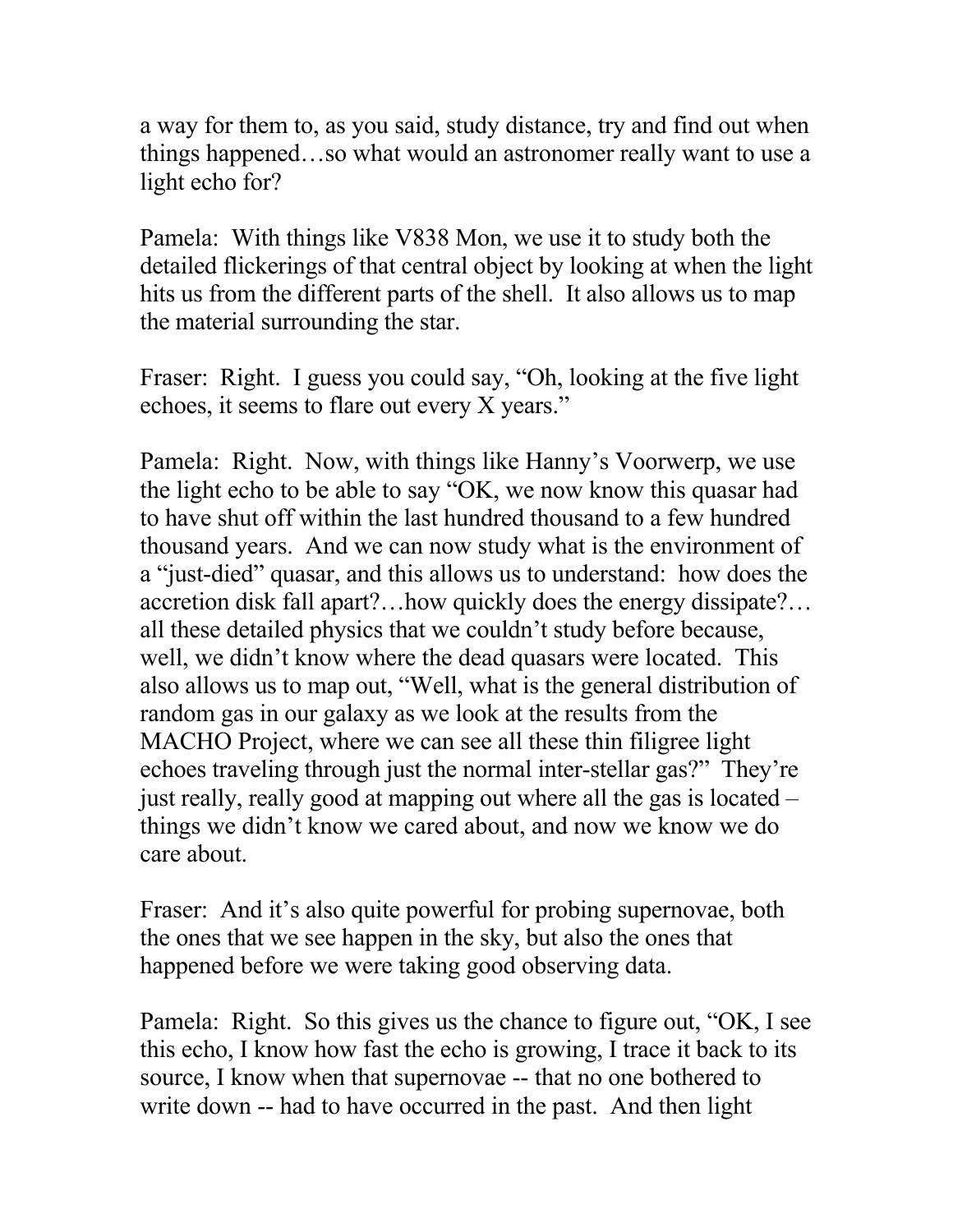a way for them to, as you said, study distance, try and find out when things happened…so what would an astronomer really want to use a light echo for?

Pamela: With things like V838 Mon, we use it to study both the detailed flickerings of that central object by looking at when the light hits us from the different parts of the shell. It also allows us to map the material surrounding the star.

Fraser: Right. I guess you could say, "Oh, looking at the five light echoes, it seems to flare out every X years."

Pamela: Right. Now, with things like Hanny's Voorwerp, we use the light echo to be able to say "OK, we now know this quasar had to have shut off within the last hundred thousand to a few hundred thousand years. And we can now study what is the environment of a "just-died" quasar, and this allows us to understand: how does the accretion disk fall apart?…how quickly does the energy dissipate?…all these detailed physics that we couldn't study before because, well, we didn't know where the dead quasars were located. This also allows us to map out, "Well, what is the general distribution of random gas in our galaxy as we look at the results from the MACHO Project, where we can see all these thin filigree light echoes traveling through just the normal inter-stellar gas?" They're just really, really good at mapping out where all the gas is located – things we didn't know we cared about, and now we know we do care about.

Fraser: And it's also quite powerful for probing supernovae, both the ones that we see happen in the sky, but also the ones that happened before we were taking good observing data.

Pamela: Right. So this gives us the chance to figure out, "OK, I see this echo, I know how fast the echo is growing, I trace it back to its source, I know when that supernovae -- that no one bothered to write down -- had to have occurred in the past. And then light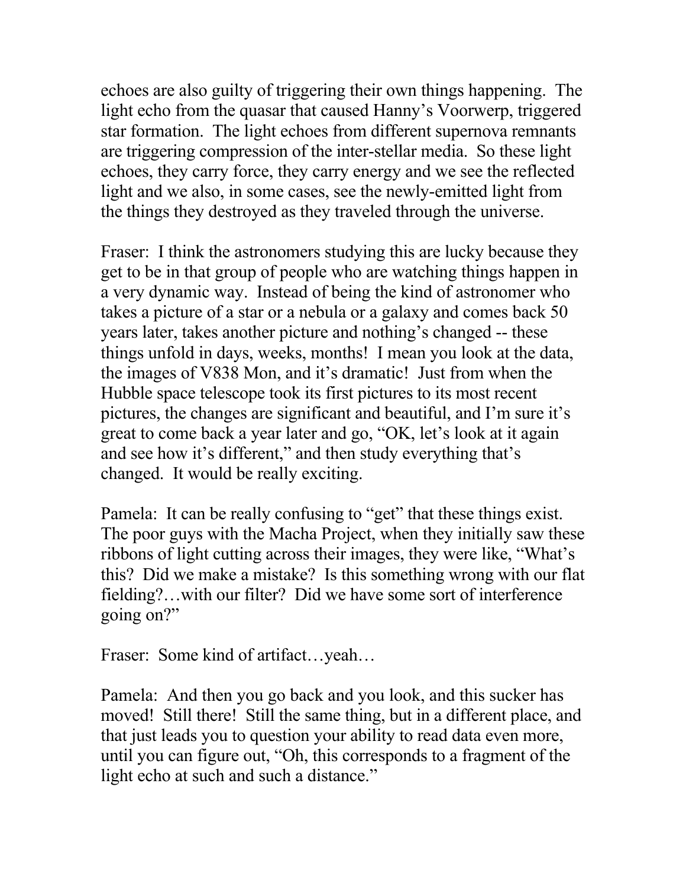echoes are also guilty of triggering their own things happening. The light echo from the quasar that caused Hanny's Voorwerp, triggered star formation. The light echoes from different supernova remnants are triggering compression of the inter-stellar media. So these light echoes, they carry force, they carry energy and we see the reflected light and we also, in some cases, see the newly-emitted light from the things they destroyed as they traveled through the universe.

Fraser: I think the astronomers studying this are lucky because they get to be in that group of people who are watching things happen in a very dynamic way. Instead of being the kind of astronomer who takes a picture of a star or a nebula or a galaxy and comes back 50 years later, takes another picture and nothing's changed -- these things unfold in days, weeks, months! I mean you look at the data, the images of V838 Mon, and it's dramatic! Just from when the Hubble space telescope took its first pictures to its most recent pictures, the changes are significant and beautiful, and I'm sure it's great to come back a year later and go, "OK, let's look at it again and see how it's different," and then study everything that's changed. It would be really exciting.

Pamela: It can be really confusing to "get" that these things exist. The poor guys with the Macha Project, when they initially saw these ribbons of light cutting across their images, they were like, "What's this? Did we make a mistake? Is this something wrong with our flat fielding?…with our filter? Did we have some sort of interference going on?"

Fraser: Some kind of artifact…yeah…

Pamela: And then you go back and you look, and this sucker has moved! Still there! Still the same thing, but in a different place, and that just leads you to question your ability to read data even more, until you can figure out, "Oh, this corresponds to a fragment of the light echo at such and such a distance."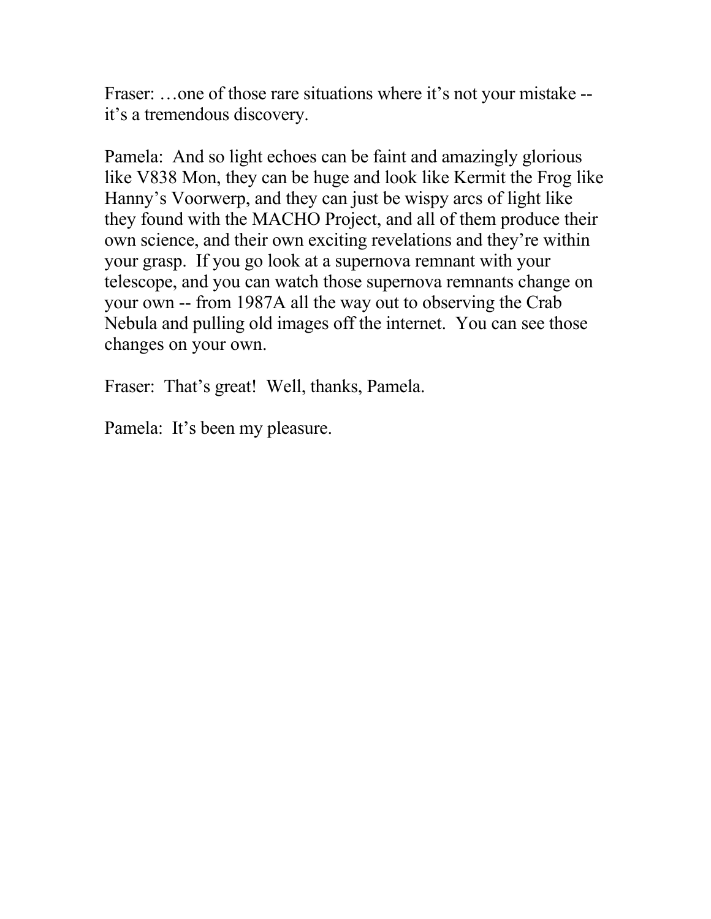Fraser: …one of those rare situations where it's not your mistake -- it's a tremendous discovery.

Pamela: And so light echoes can be faint and amazingly glorious like V838 Mon, they can be huge and look like Kermit the Frog like Hanny's Voorwerp, and they can just be wispy arcs of light like they found with the MACHO Project, and all of them produce their own science, and their own exciting revelations and they're within your grasp. If you go look at a supernova remnant with your telescope, and you can watch those supernova remnants change on your own -- from 1987A all the way out to observing the Crab Nebula and pulling old images off the internet. You can see those changes on your own.

Fraser: That's great! Well, thanks, Pamela.

Pamela: It's been my pleasure.